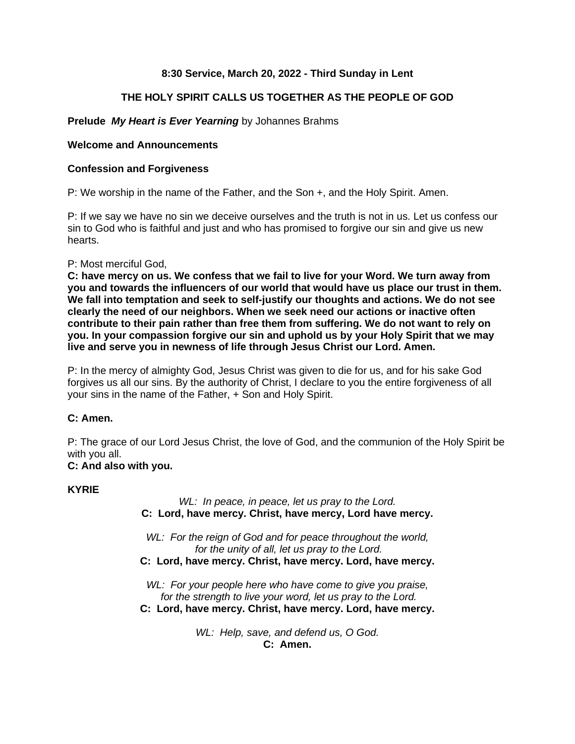**8:30 Service, March 20, 2022 - Third Sunday in Lent**

**THE HOLY SPIRIT CALLS US TOGETHER AS THE PEOPLE OF GOD**

**Prelude** ***My Heart is Ever Yearning*** by Johannes Brahms

**Welcome and Announcements**

**Confession and Forgiveness**

P: We worship in the name of the Father, and the Son +, and the Holy Spirit. Amen.

P: If we say we have no sin we deceive ourselves and the truth is not in us. Let us confess our sin to God who is faithful and just and who has promised to forgive our sin and give us new hearts.

P: Most merciful God,
**C: have mercy on us. We confess that we fail to live for your Word. We turn away from you and towards the influencers of our world that would have us place our trust in them. We fall into temptation and seek to self-justify our thoughts and actions. We do not see clearly the need of our neighbors. When we seek need our actions or inactive often contribute to their pain rather than free them from suffering. We do not want to rely on you. In your compassion forgive our sin and uphold us by your Holy Spirit that we may live and serve you in newness of life through Jesus Christ our Lord. Amen.**

P: In the mercy of almighty God, Jesus Christ was given to die for us, and for his sake God forgives us all our sins. By the authority of Christ, I declare to you the entire forgiveness of all your sins in the name of the Father, + Son and Holy Spirit.

**C: Amen.**

P: The grace of our Lord Jesus Christ, the love of God, and the communion of the Holy Spirit be with you all.
**C: And also with you.**

**KYRIE**

*WL: In peace, in peace, let us pray to the Lord.*
**C: Lord, have mercy. Christ, have mercy, Lord have mercy.**

*WL: For the reign of God and for peace throughout the world,*
*for the unity of all, let us pray to the Lord.*
**C: Lord, have mercy. Christ, have mercy. Lord, have mercy.**

*WL: For your people here who have come to give you praise,*
*for the strength to live your word, let us pray to the Lord.*
**C: Lord, have mercy. Christ, have mercy. Lord, have mercy.**

*WL: Help, save, and defend us, O God.*
**C: Amen.**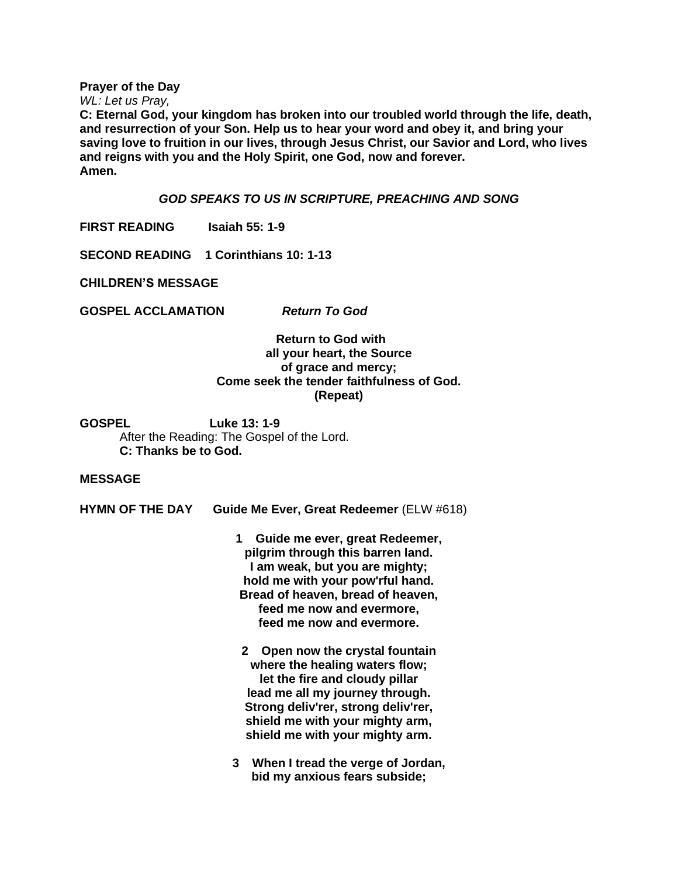**Prayer of the Day**

*WL: Let us Pray,*

**C: Eternal God, your kingdom has broken into our troubled world through the life, death, and resurrection of your Son. Help us to hear your word and obey it, and bring your saving love to fruition in our lives, through Jesus Christ, our Savior and Lord, who lives and reigns with you and the Holy Spirit, one God, now and forever.**
**Amen.**

***GOD SPEAKS TO US IN SCRIPTURE, PREACHING AND SONG***

**FIRST READING** **Isaiah 55: 1-9**

**SECOND READING** **1 Corinthians 10: 1-13**

**CHILDREN'S MESSAGE**

**GOSPEL ACCLAMATION** ***Return To God***

**Return to God with**
**all your heart, the Source**
**of grace and mercy;**
**Come seek the tender faithfulness of God.**
**(Repeat)**

**GOSPEL** **Luke 13: 1-9**

After the Reading: The Gospel of the Lord.
**C: Thanks be to God.**

**MESSAGE**

**HYMN OF THE DAY** **Guide Me Ever, Great Redeemer** (ELW #618)

**1 Guide me ever, great Redeemer,**
**pilgrim through this barren land.**
**I am weak, but you are mighty;**
**hold me with your pow'rful hand.**
**Bread of heaven, bread of heaven,**
**feed me now and evermore,**
**feed me now and evermore.**

**2 Open now the crystal fountain**
**where the healing waters flow;**
**let the fire and cloudy pillar**
**lead me all my journey through.**
**Strong deliv'rer, strong deliv'rer,**
**shield me with your mighty arm,**
**shield me with your mighty arm.**

**3 When I tread the verge of Jordan,**
**bid my anxious fears subside;**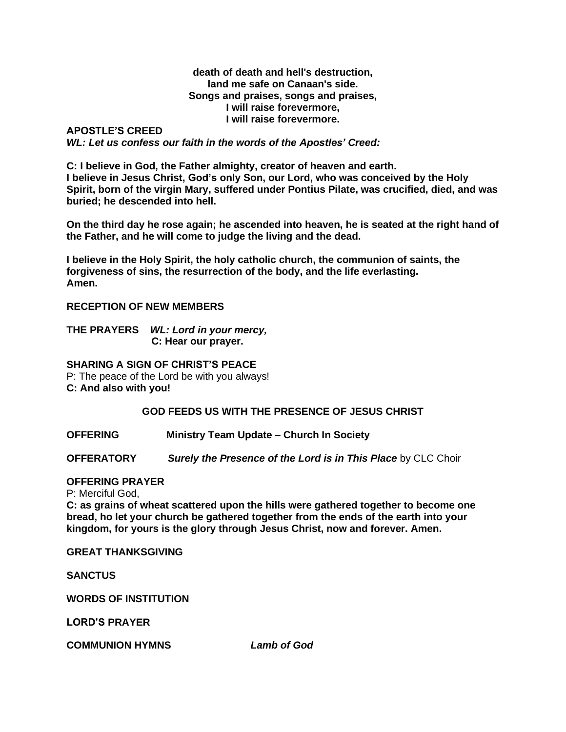**death of death and hell's destruction,**
**land me safe on Canaan's side.**
**Songs and praises, songs and praises,**
**I will raise forevermore,**
**I will raise forevermore.**

**APOSTLE'S CREED**
***WL: Let us confess our faith in the words of the Apostles' Creed:***

**C: I believe in God, the Father almighty, creator of heaven and earth.**
**I believe in Jesus Christ, God's only Son, our Lord, who was conceived by the Holy Spirit, born of the virgin Mary, suffered under Pontius Pilate, was crucified, died, and was buried; he descended into hell.**

**On the third day he rose again; he ascended into heaven, he is seated at the right hand of the Father, and he will come to judge the living and the dead.**

**I believe in the Holy Spirit, the holy catholic church, the communion of saints, the forgiveness of sins, the resurrection of the body, and the life everlasting.**
**Amen.**

**RECEPTION OF NEW MEMBERS**

**THE PRAYERS** ***WL: Lord in your mercy,***
**C: Hear our prayer.**

**SHARING A SIGN OF CHRIST'S PEACE**
P: The peace of the Lord be with you always!
**C: And also with you!**

**GOD FEEDS US WITH THE PRESENCE OF JESUS CHRIST**

**OFFERING** **Ministry Team Update – Church In Society**

**OFFERATORY** ***Surely the Presence of the Lord is in This Place*** by CLC Choir

**OFFERING PRAYER**
P: Merciful God,
**C: as grains of wheat scattered upon the hills were gathered together to become one bread, ho let your church be gathered together from the ends of the earth into your kingdom, for yours is the glory through Jesus Christ, now and forever. Amen.**

**GREAT THANKSGIVING**

**SANCTUS**

**WORDS OF INSTITUTION**

**LORD'S PRAYER**

**COMMUNION HYMNS** ***Lamb of God***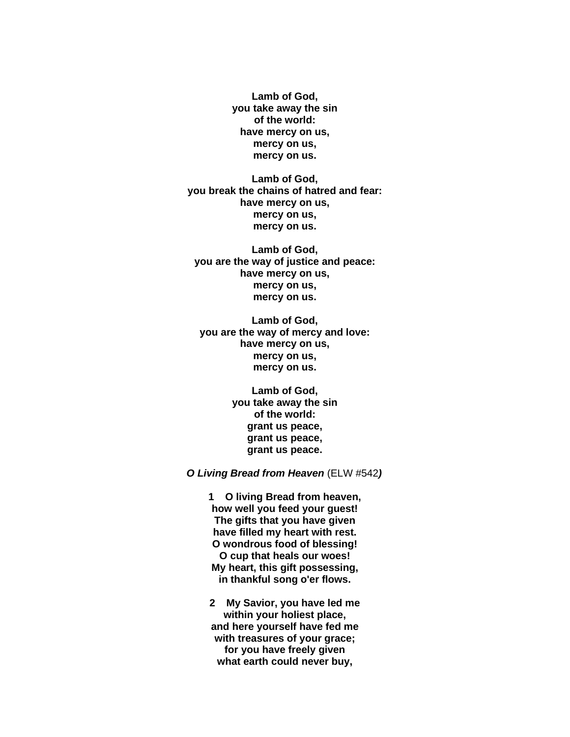**Lamb of God,**
**you take away the sin**
**of the world:**
**have mercy on us,**
**mercy on us,**
**mercy on us.**

**Lamb of God,**
**you break the chains of hatred and fear:**
**have mercy on us,**
**mercy on us,**
**mercy on us.**

**Lamb of God,**
**you are the way of justice and peace:**
**have mercy on us,**
**mercy on us,**
**mercy on us.**

**Lamb of God,**
**you are the way of mercy and love:**
**have mercy on us,**
**mercy on us,**
**mercy on us.**

**Lamb of God,**
**you take away the sin**
**of the world:**
**grant us peace,**
**grant us peace,**
**grant us peace.**

***O Living Bread from Heaven*** (ELW #542***)***

**1 O living Bread from heaven,**
**how well you feed your guest!**
**The gifts that you have given**
**have filled my heart with rest.**
**O wondrous food of blessing!**
**O cup that heals our woes!**
**My heart, this gift possessing,**
**in thankful song o'er flows.**

**2 My Savior, you have led me**
**within your holiest place,**
**and here yourself have fed me**
**with treasures of your grace;**
**for you have freely given**
**what earth could never buy,**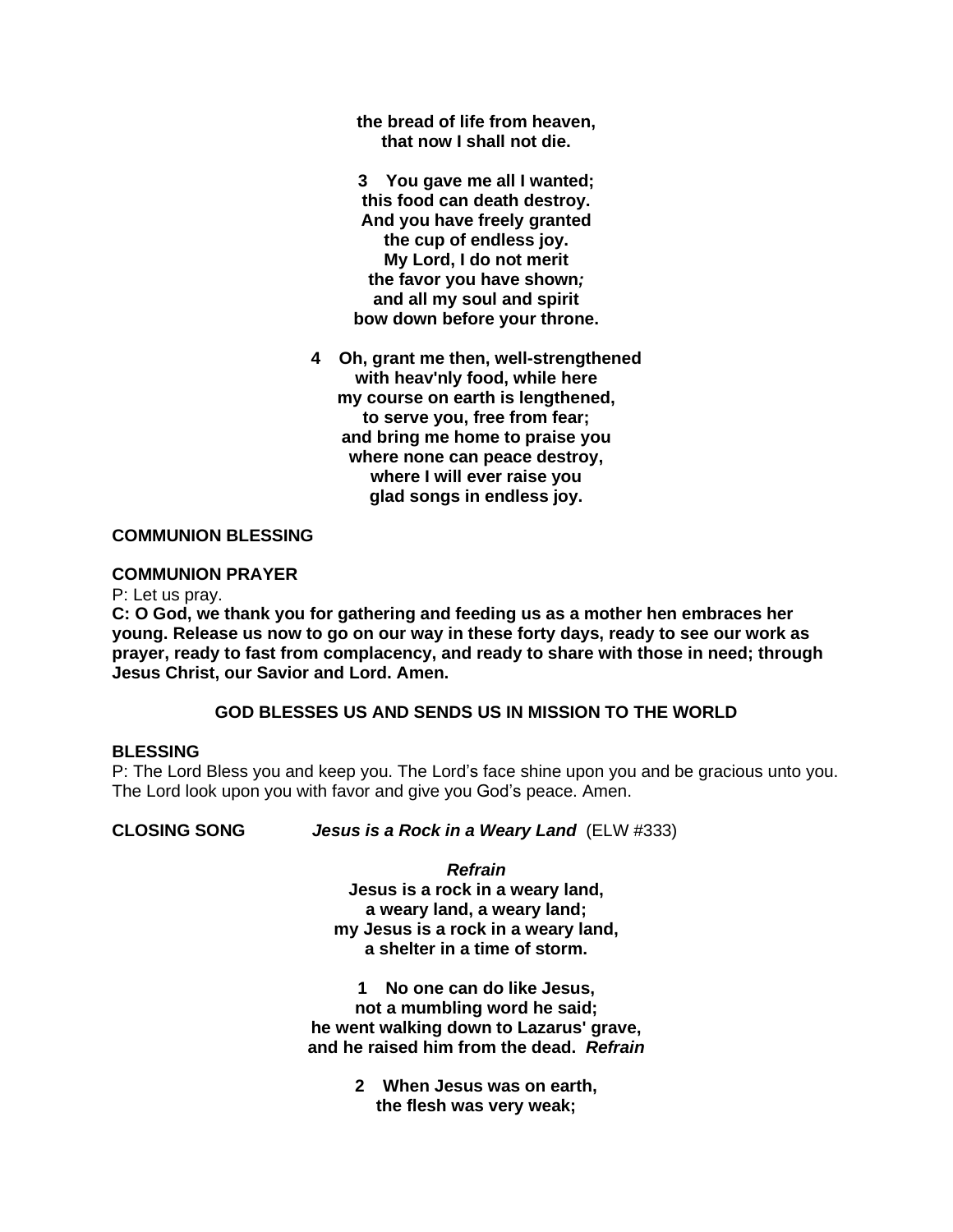**the bread of life from heaven,**
**that now I shall not die.**

**3 You gave me all I wanted;**
**this food can death destroy.**
**And you have freely granted**
**the cup of endless joy.**
**My Lord, I do not merit**
**the favor you have shown*;***
**and all my soul and spirit**
**bow down before your throne.**

**4 Oh, grant me then, well-strengthened**
**with heav'nly food, while here**
**my course on earth is lengthened,**
**to serve you, free from fear;**
**and bring me home to praise you**
**where none can peace destroy,**
**where I will ever raise you**
**glad songs in endless joy.**

**COMMUNION BLESSING**

**COMMUNION PRAYER**

P: Let us pray.

**C: O God, we thank you for gathering and feeding us as a mother hen embraces her young. Release us now to go on our way in these forty days, ready to see our work as prayer, ready to fast from complacency, and ready to share with those in need; through Jesus Christ, our Savior and Lord. Amen.**

## GOD BLESSES US AND SENDS US IN MISSION TO THE WORLD

**BLESSING**

P: The Lord Bless you and keep you. The Lord's face shine upon you and be gracious unto you. The Lord look upon you with favor and give you God's peace. Amen.

**CLOSING SONG** ***Jesus is a Rock in a Weary Land*** (ELW #333)

***Refrain***
**Jesus is a rock in a weary land,**
**a weary land, a weary land;**
**my Jesus is a rock in a weary land,**
**a shelter in a time of storm.**

**1 No one can do like Jesus,**
**not a mumbling word he said;**
**he went walking down to Lazarus' grave,**
**and he raised him from the dead.** ***Refrain***

**2 When Jesus was on earth,**
**the flesh was very weak;**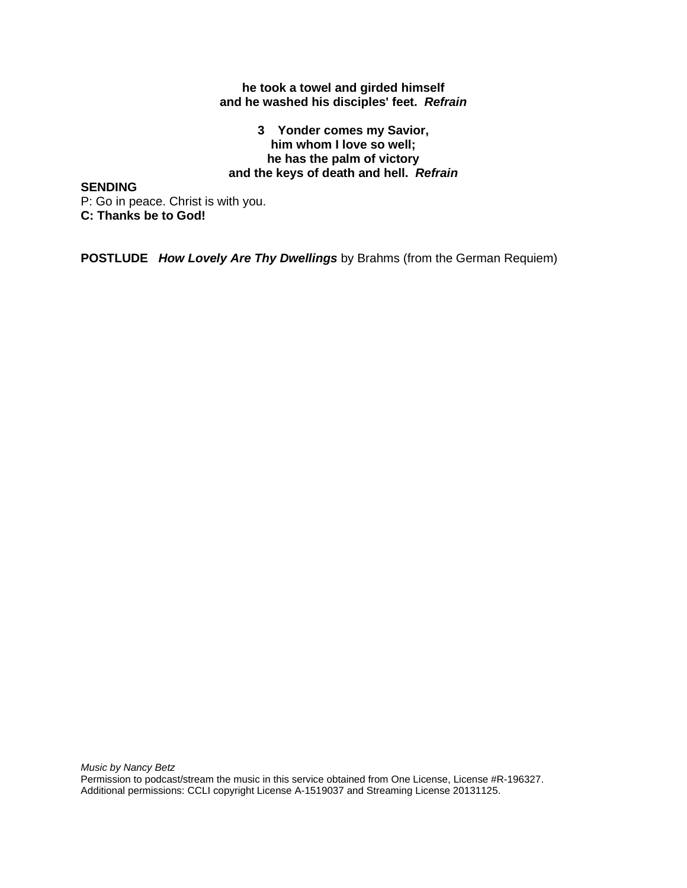**he took a towel and girded himself**
**and he washed his disciples' feet.** ***Refrain***

**3 Yonder comes my Savior,**
**him whom I love so well;**
**he has the palm of victory**
**and the keys of death and hell.** ***Refrain***

**SENDING**

P: Go in peace. Christ is with you.
**C: Thanks be to God!**

**POSTLUDE** ***How Lovely Are Thy Dwellings*** by Brahms (from the German Requiem)

*Music by Nancy Betz*
Permission to podcast/stream the music in this service obtained from One License, License #R-196327.
Additional permissions: CCLI copyright License A-1519037 and Streaming License 20131125.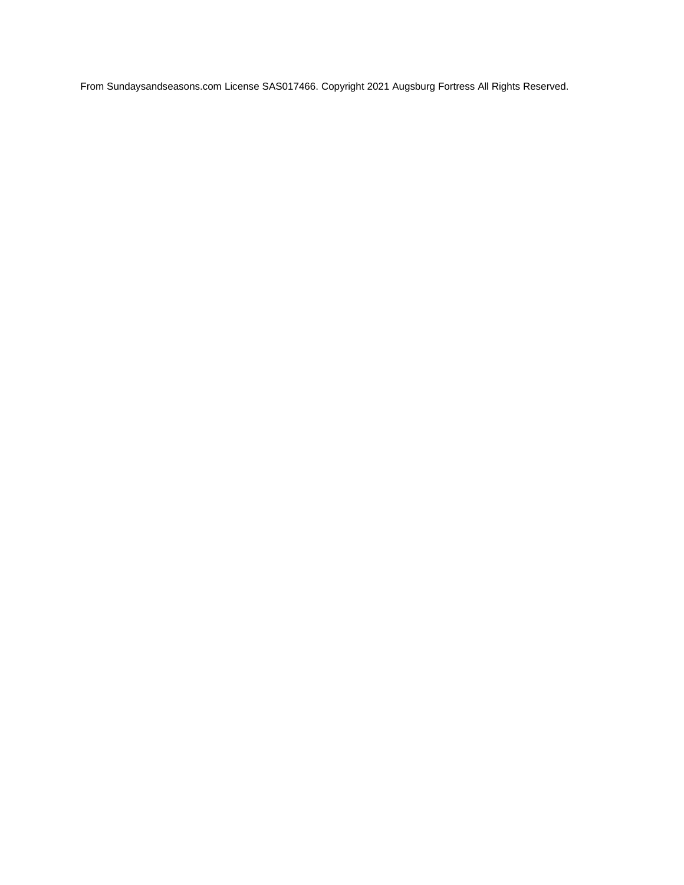From Sundaysandseasons.com License SAS017466. Copyright 2021 Augsburg Fortress All Rights Reserved.